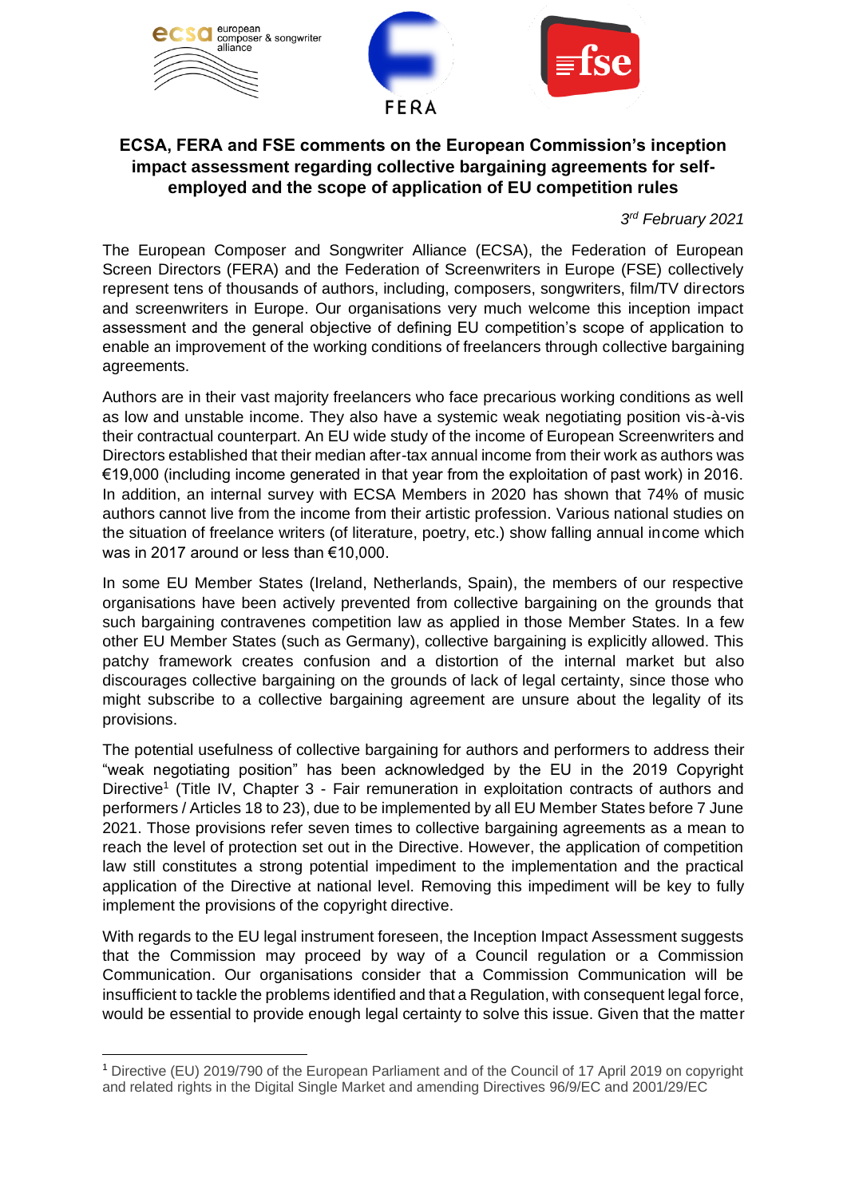**ECSA, FERA and FSE comments on the European Commission's inception impact assessment regarding collective bargaining agreements for self-employed and the scope of application of EU competition rules**

*3rd February 2021*

The European Composer and Songwriter Alliance (ECSA), the Federation of European Screen Directors (FERA) and the Federation of Screenwriters in Europe (FSE) collectively represent tens of thousands of authors, including, composers, songwriters, film/TV directors and screenwriters in Europe. Our organisations very much welcome this inception impact assessment and the general objective of defining EU competition's scope of application to enable an improvement of the working conditions of freelancers through collective bargaining agreements.

Authors are in their vast majority freelancers who face precarious working conditions as well as low and unstable income. They also have a systemic weak negotiating position vis-à-vis their contractual counterpart. An EU wide study of the income of European Screenwriters and Directors established that their median after-tax annual income from their work as authors was €19,000 (including income generated in that year from the exploitation of past work) in 2016. In addition, an internal survey with ECSA Members in 2020 has shown that 74% of music authors cannot live from the income from their artistic profession. Various national studies on the situation of freelance writers (of literature, poetry, etc.) show falling annual income which was in 2017 around or less than €10,000.

In some EU Member States (Ireland, Netherlands, Spain), the members of our respective organisations have been actively prevented from collective bargaining on the grounds that such bargaining contravenes competition law as applied in those Member States. In a few other EU Member States (such as Germany), collective bargaining is explicitly allowed. This patchy framework creates confusion and a distortion of the internal market but also discourages collective bargaining on the grounds of lack of legal certainty, since those who might subscribe to a collective bargaining agreement are unsure about the legality of its provisions.

The potential usefulness of collective bargaining for authors and performers to address their "weak negotiating position" has been acknowledged by the EU in the 2019 Copyright Directive[1] (Title IV, Chapter 3 - Fair remuneration in exploitation contracts of authors and performers / Articles 18 to 23), due to be implemented by all EU Member States before 7 June 2021. Those provisions refer seven times to collective bargaining agreements as a mean to reach the level of protection set out in the Directive. However, the application of competition law still constitutes a strong potential impediment to the implementation and the practical application of the Directive at national level. Removing this impediment will be key to fully implement the provisions of the copyright directive.

With regards to the EU legal instrument foreseen, the Inception Impact Assessment suggests that the Commission may proceed by way of a Council regulation or a Commission Communication. Our organisations consider that a Commission Communication will be insufficient to tackle the problems identified and that a Regulation, with consequent legal force, would be essential to provide enough legal certainty to solve this issue. Given that the matter

---

[1] Directive (EU) 2019/790 of the European Parliament and of the Council of 17 April 2019 on copyright and related rights in the Digital Single Market and amending Directives 96/9/EC and 2001/29/EC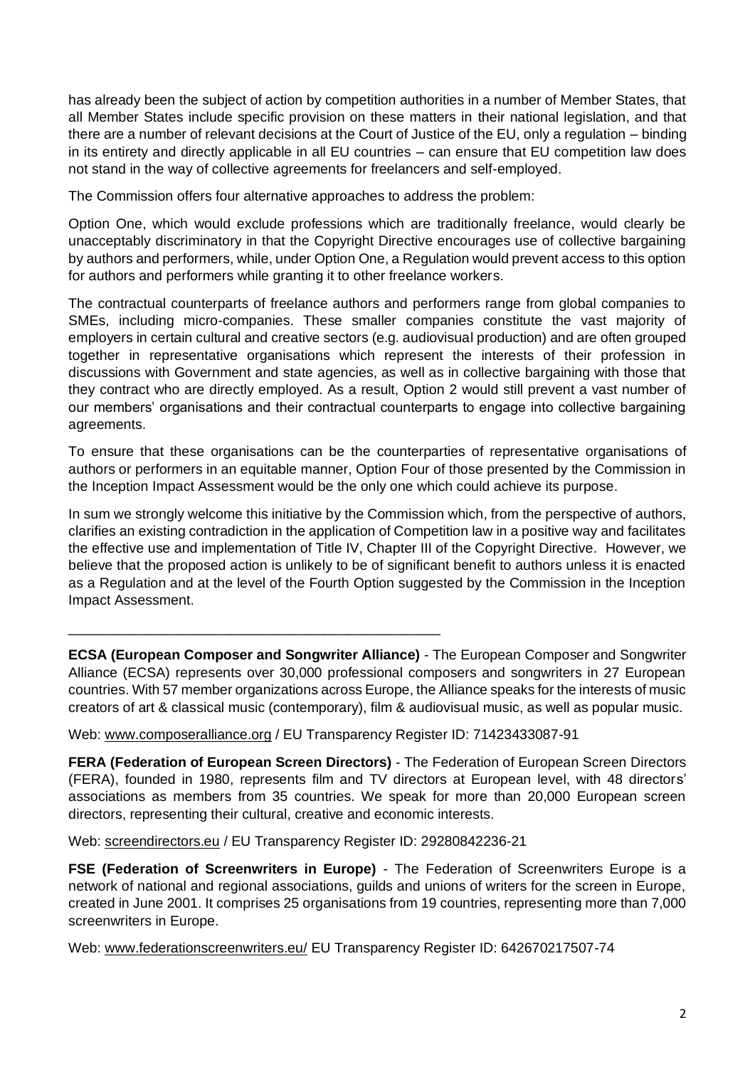has already been the subject of action by competition authorities in a number of Member States, that all Member States include specific provision on these matters in their national legislation, and that there are a number of relevant decisions at the Court of Justice of the EU, only a regulation – binding in its entirety and directly applicable in all EU countries – can ensure that EU competition law does not stand in the way of collective agreements for freelancers and self-employed.

The Commission offers four alternative approaches to address the problem:

Option One, which would exclude professions which are traditionally freelance, would clearly be unacceptably discriminatory in that the Copyright Directive encourages use of collective bargaining by authors and performers, while, under Option One, a Regulation would prevent access to this option for authors and performers while granting it to other freelance workers.

The contractual counterparts of freelance authors and performers range from global companies to SMEs, including micro-companies. These smaller companies constitute the vast majority of employers in certain cultural and creative sectors (e.g. audiovisual production) and are often grouped together in representative organisations which represent the interests of their profession in discussions with Government and state agencies, as well as in collective bargaining with those that they contract who are directly employed. As a result, Option 2 would still prevent a vast number of our members' organisations and their contractual counterparts to engage into collective bargaining agreements.

To ensure that these organisations can be the counterparties of representative organisations of authors or performers in an equitable manner, Option Four of those presented by the Commission in the Inception Impact Assessment would be the only one which could achieve its purpose.

In sum we strongly welcome this initiative by the Commission which, from the perspective of authors, clarifies an existing contradiction in the application of Competition law in a positive way and facilitates the effective use and implementation of Title IV, Chapter III of the Copyright Directive. However, we believe that the proposed action is unlikely to be of significant benefit to authors unless it is enacted as a Regulation and at the level of the Fourth Option suggested by the Commission in the Inception Impact Assessment.

---

**ECSA (European Composer and Songwriter Alliance)** - The European Composer and Songwriter Alliance (ECSA) represents over 30,000 professional composers and songwriters in 27 European countries. With 57 member organizations across Europe, the Alliance speaks for the interests of music creators of art & classical music (contemporary), film & audiovisual music, as well as popular music.

Web: www.composeralliance.org / EU Transparency Register ID: 71423433087-91

**FERA (Federation of European Screen Directors)** - The Federation of European Screen Directors (FERA), founded in 1980, represents film and TV directors at European level, with 48 directors' associations as members from 35 countries. We speak for more than 20,000 European screen directors, representing their cultural, creative and economic interests.

Web: screendirectors.eu / EU Transparency Register ID: 29280842236-21

**FSE (Federation of Screenwriters in Europe)** - The Federation of Screenwriters Europe is a network of national and regional associations, guilds and unions of writers for the screen in Europe, created in June 2001. It comprises 25 organisations from 19 countries, representing more than 7,000 screenwriters in Europe.

Web: www.federationscreenwriters.eu/ EU Transparency Register ID: 642670217507-74